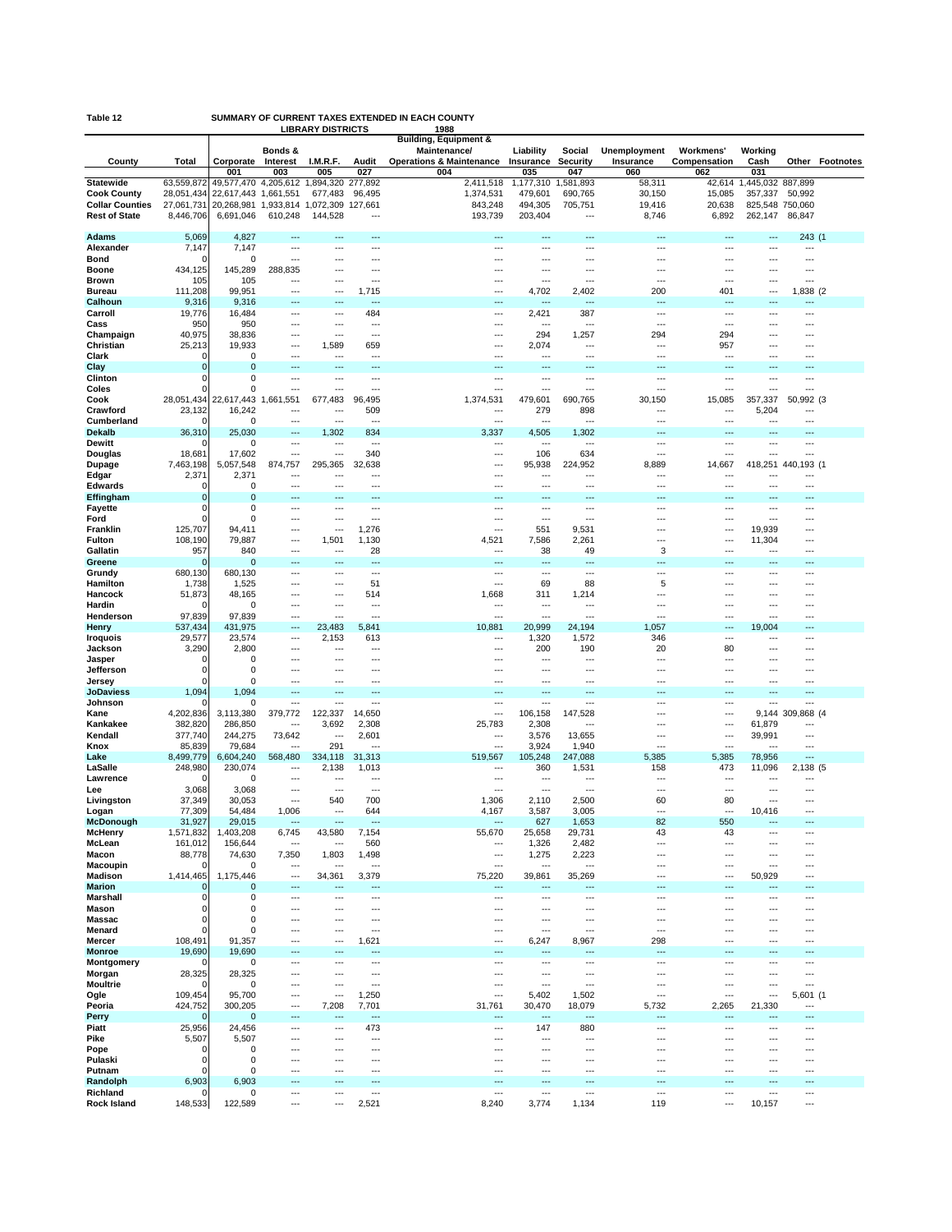**Table 12** SUMMARY OF CURRENT TAXES EXTENDED IN EACH COUNTY LIBRARY DISTRICTS 1988

| County | Total | Corporate | Bonds & Interest | I.M.R.F. | Audit | Building, Equipment & Maintenance/ Operations & Maintenance | Liability Insurance | Social Security | Unemployment Insurance | Workmens' Compensation | Working Cash | Other | Footnotes |
|---|---|---|---|---|---|---|---|---|---|---|---|---|---|
| | | 001 | 003 | 005 | 027 | 004 | 035 | 047 | 060 | 062 | 031 | | |
| **Statewide** | 63,559,872 | 49,577,470 | 4,205,612 | 1,894,320 | 277,892 | 2,411,518 | 1,177,310 | 1,581,893 | 58,311 | 42,614 | 1,445,032 | 887,899 | |
| **Cook County** | 28,051,434 | 22,617,443 | 1,661,551 | 677,483 | 96,495 | 1,374,531 | 479,601 | 690,765 | 30,150 | 15,085 | 357,337 | 50,992 | |
| **Collar Counties** | 27,061,731 | 20,268,981 | 1,933,814 | 1,072,309 | 127,661 | 843,248 | 494,305 | 705,751 | 19,416 | 20,638 | 825,548 | 750,060 | |
| **Rest of State** | 8,446,706 | 6,691,046 | 610,248 | 144,528 | --- | 193,739 | 203,404 | --- | 8,746 | 6,892 | 262,147 | 86,847 | |
| **Adams** | 5,069 | 4,827 | --- | --- | --- | --- | --- | --- | --- | --- | --- | 243 | (1 |
| **Alexander** | 7,147 | 7,147 | --- | --- | --- | --- | --- | --- | --- | --- | --- | --- | |
| **Bond** | 0 | 0 | --- | --- | --- | --- | --- | --- | --- | --- | --- | --- | |
| **Boone** | 434,125 | 145,289 | 288,835 | --- | --- | --- | --- | --- | --- | --- | --- | --- | |
| **Brown** | 105 | 105 | --- | --- | --- | --- | --- | --- | --- | --- | --- | --- | |
| **Bureau** | 111,208 | 99,951 | --- | --- | 1,715 | --- | 4,702 | 2,402 | 200 | 401 | --- | 1,838 | (2 |
| **Calhoun** | 9,316 | 9,316 | --- | --- | --- | --- | --- | --- | --- | --- | --- | --- | |
| **Carroll** | 19,776 | 16,484 | --- | --- | 484 | --- | 2,421 | 387 | --- | --- | --- | --- | |
| **Cass** | 950 | 950 | --- | --- | --- | --- | --- | --- | --- | --- | --- | --- | |
| **Champaign** | 40,975 | 38,836 | --- | --- | --- | --- | 294 | 1,257 | 294 | 294 | --- | --- | |
| **Christian** | 25,213 | 19,933 | --- | 1,589 | 659 | --- | 2,074 | --- | --- | 957 | --- | --- | |
| **Clark** | 0 | 0 | --- | --- | --- | --- | --- | --- | --- | --- | --- | --- | |
| **Clay** | 0 | 0 | --- | --- | --- | --- | --- | --- | --- | --- | --- | --- | |
| **Clinton** | 0 | 0 | --- | --- | --- | --- | --- | --- | --- | --- | --- | --- | |
| **Coles** | 0 | 0 | --- | --- | --- | --- | --- | --- | --- | --- | --- | --- | |
| **Cook** | 28,051,434 | 22,617,443 | 1,661,551 | 677,483 | 96,495 | 1,374,531 | 479,601 | 690,765 | 30,150 | 15,085 | 357,337 | 50,992 | (3 |
| **Crawford** | 23,132 | 16,242 | --- | --- | 509 | --- | 279 | 898 | --- | --- | 5,204 | --- | |
| **Cumberland** | 0 | 0 | --- | --- | --- | --- | --- | --- | --- | --- | --- | --- | |
| **Dekalb** | 36,310 | 25,030 | --- | 1,302 | 834 | 3,337 | 4,505 | 1,302 | --- | --- | --- | --- | |
| **Dewitt** | 0 | 0 | --- | --- | --- | --- | --- | --- | --- | --- | --- | --- | |
| **Douglas** | 18,681 | 17,602 | --- | --- | 340 | --- | 106 | 634 | --- | --- | --- | --- | |
| **Dupage** | 7,463,198 | 5,057,548 | 874,757 | 295,365 | 32,638 | --- | 95,938 | 224,952 | 8,889 | 14,667 | 418,251 | 440,193 | (1 |
| **Edgar** | 2,371 | 2,371 | --- | --- | --- | --- | --- | --- | --- | --- | --- | --- | |
| **Edwards** | 0 | 0 | --- | --- | --- | --- | --- | --- | --- | --- | --- | --- | |
| **Effingham** | 0 | 0 | --- | --- | --- | --- | --- | --- | --- | --- | --- | --- | |
| **Fayette** | 0 | 0 | --- | --- | --- | --- | --- | --- | --- | --- | --- | --- | |
| **Ford** | 0 | 0 | --- | --- | --- | --- | --- | --- | --- | --- | --- | --- | |
| **Franklin** | 125,707 | 94,411 | --- | --- | 1,276 | --- | 551 | 9,531 | --- | --- | 19,939 | --- | |
| **Fulton** | 108,190 | 79,887 | --- | 1,501 | 1,130 | 4,521 | 7,586 | 2,261 | --- | --- | 11,304 | --- | |
| **Gallatin** | 957 | 840 | --- | --- | 28 | --- | 38 | 49 | 3 | --- | --- | --- | |
| **Greene** | 0 | 0 | --- | --- | --- | --- | --- | --- | --- | --- | --- | --- | |
| **Grundy** | 680,130 | 680,130 | --- | --- | --- | --- | --- | --- | --- | --- | --- | --- | |
| **Hamilton** | 1,738 | 1,525 | --- | --- | 51 | --- | 69 | 88 | 5 | --- | --- | --- | |
| **Hancock** | 51,873 | 48,165 | --- | --- | 514 | 1,668 | 311 | 1,214 | --- | --- | --- | --- | |
| **Hardin** | 0 | 0 | --- | --- | --- | --- | --- | --- | --- | --- | --- | --- | |
| **Henderson** | 97,839 | 97,839 | --- | --- | --- | --- | --- | --- | --- | --- | --- | --- | |
| **Henry** | 537,434 | 431,975 | --- | 23,483 | 5,841 | 10,881 | 20,999 | 24,194 | 1,057 | --- | 19,004 | --- | |
| **Iroquois** | 29,577 | 23,574 | --- | 2,153 | 613 | --- | 1,320 | 1,572 | 346 | --- | --- | --- | |
| **Jackson** | 3,290 | 2,800 | --- | --- | --- | --- | 200 | 190 | 20 | 80 | --- | --- | |
| **Jasper** | 0 | 0 | --- | --- | --- | --- | --- | --- | --- | --- | --- | --- | |
| **Jefferson** | 0 | 0 | --- | --- | --- | --- | --- | --- | --- | --- | --- | --- | |
| **Jersey** | 0 | 0 | --- | --- | --- | --- | --- | --- | --- | --- | --- | --- | |
| **JoDaviess** | 1,094 | 1,094 | --- | --- | --- | --- | --- | --- | --- | --- | --- | --- | |
| **Johnson** | 0 | 0 | --- | --- | --- | --- | --- | --- | --- | --- | --- | --- | |
| **Kane** | 4,202,836 | 3,113,380 | 379,772 | 122,337 | 14,650 | --- | 106,158 | 147,528 | --- | --- | 9,144 | 309,868 | (4 |
| **Kankakee** | 382,820 | 286,850 | --- | 3,692 | 2,308 | 25,783 | 2,308 | --- | --- | --- | 61,879 | --- | |
| **Kendall** | 377,740 | 244,275 | 73,642 | --- | 2,601 | --- | 3,576 | 13,655 | --- | --- | 39,991 | --- | |
| **Knox** | 85,839 | 79,684 | --- | 291 | --- | --- | 3,924 | 1,940 | --- | --- | --- | --- | |
| **Lake** | 8,499,779 | 6,604,240 | 568,480 | 334,118 | 31,313 | 519,567 | 105,248 | 247,088 | 5,385 | 5,385 | 78,956 | --- | |
| **LaSalle** | 248,980 | 230,074 | --- | 2,138 | 1,013 | --- | 360 | 1,531 | 158 | 473 | 11,096 | 2,138 | (5 |
| **Lawrence** | 0 | 0 | --- | --- | --- | --- | --- | --- | --- | --- | --- | --- | |
| **Lee** | 3,068 | 3,068 | --- | --- | --- | --- | --- | --- | --- | --- | --- | --- | |
| **Livingston** | 37,349 | 30,053 | --- | 540 | 700 | 1,306 | 2,110 | 2,500 | 60 | 80 | --- | --- | |
| **Logan** | 77,309 | 54,484 | 1,006 | --- | 644 | 4,167 | 3,587 | 3,005 | --- | --- | 10,416 | --- | |
| **McDonough** | 31,927 | 29,015 | --- | --- | --- | --- | 627 | 1,653 | 82 | 550 | --- | --- | |
| **McHenry** | 1,571,832 | 1,403,208 | 6,745 | 43,580 | 7,154 | 55,670 | 25,658 | 29,731 | 43 | 43 | --- | --- | |
| **McLean** | 161,012 | 156,644 | --- | --- | 560 | --- | 1,326 | 2,482 | --- | --- | --- | --- | |
| **Macon** | 88,778 | 74,630 | 7,350 | 1,803 | 1,498 | --- | 1,275 | 2,223 | --- | --- | --- | --- | |
| **Macoupin** | 0 | 0 | --- | --- | --- | --- | --- | --- | --- | --- | --- | --- | |
| **Madison** | 1,414,465 | 1,175,446 | --- | 34,361 | 3,379 | 75,220 | 39,861 | 35,269 | --- | --- | 50,929 | --- | |
| **Marion** | 0 | 0 | --- | --- | --- | --- | --- | --- | --- | --- | --- | --- | |
| **Marshall** | 0 | 0 | --- | --- | --- | --- | --- | --- | --- | --- | --- | --- | |
| **Mason** | 0 | 0 | --- | --- | --- | --- | --- | --- | --- | --- | --- | --- | |
| **Massac** | 0 | 0 | --- | --- | --- | --- | --- | --- | --- | --- | --- | --- | |
| **Menard** | 0 | 0 | --- | --- | --- | --- | --- | --- | --- | --- | --- | --- | |
| **Mercer** | 108,491 | 91,357 | --- | --- | 1,621 | --- | 6,247 | 8,967 | 298 | --- | --- | --- | |
| **Monroe** | 19,690 | 19,690 | --- | --- | --- | --- | --- | --- | --- | --- | --- | --- | |
| **Montgomery** | 0 | 0 | --- | --- | --- | --- | --- | --- | --- | --- | --- | --- | |
| **Morgan** | 28,325 | 28,325 | --- | --- | --- | --- | --- | --- | --- | --- | --- | --- | |
| **Moultrie** | 0 | 0 | --- | --- | --- | --- | --- | --- | --- | --- | --- | --- | |
| **Ogle** | 109,454 | 95,700 | --- | --- | 1,250 | --- | 5,402 | 1,502 | --- | --- | --- | 5,601 | (1 |
| **Peoria** | 424,752 | 300,205 | --- | 7,208 | 7,701 | 31,761 | 30,470 | 18,079 | 5,732 | 2,265 | 21,330 | --- | |
| **Perry** | 0 | 0 | --- | --- | --- | --- | --- | --- | --- | --- | --- | --- | |
| **Piatt** | 25,956 | 24,456 | --- | --- | 473 | --- | 147 | 880 | --- | --- | --- | --- | |
| **Pike** | 5,507 | 5,507 | --- | --- | --- | --- | --- | --- | --- | --- | --- | --- | |
| **Pope** | 0 | 0 | --- | --- | --- | --- | --- | --- | --- | --- | --- | --- | |
| **Pulaski** | 0 | 0 | --- | --- | --- | --- | --- | --- | --- | --- | --- | --- | |
| **Putnam** | 0 | 0 | --- | --- | --- | --- | --- | --- | --- | --- | --- | --- | |
| **Randolph** | 6,903 | 6,903 | --- | --- | --- | --- | --- | --- | --- | --- | --- | --- | |
| **Richland** | 0 | 0 | --- | --- | --- | --- | --- | --- | --- | --- | --- | --- | |
| **Rock Island** | 148,533 | 122,589 | --- | --- | 2,521 | 8,240 | 3,774 | 1,134 | 119 | --- | 10,157 | --- | |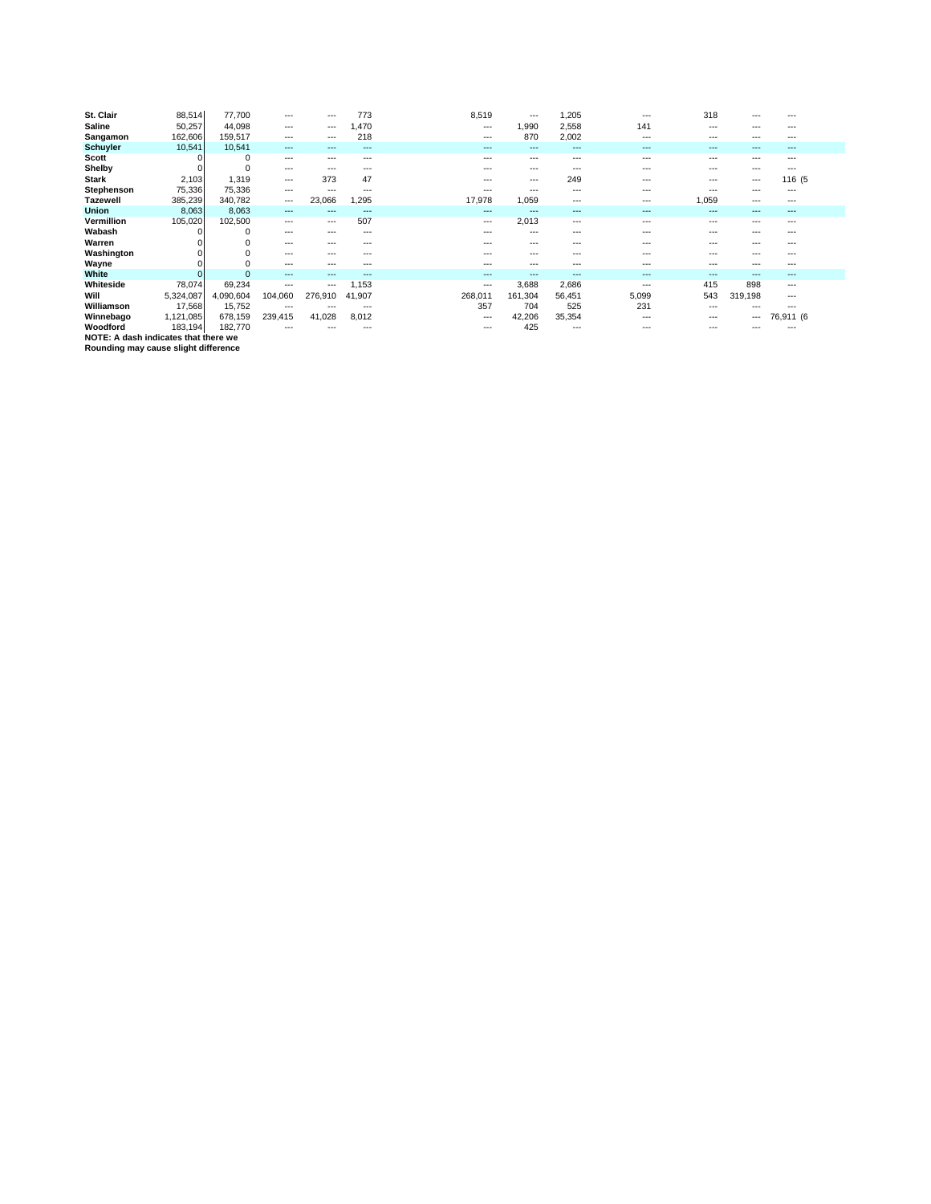| | | | | | | | | | | | | |
|---|---|---|---|---|---|---|---|---|---|---|---|---|
| **St. Clair** | 88,514 | 77,700 | --- | --- | 773 | 8,519 | --- | 1,205 | --- | 318 | --- | --- |
| **Saline** | 50,257 | 44,098 | --- | --- | 1,470 | --- | 1,990 | 2,558 | 141 | --- | --- | --- |
| **Sangamon** | 162,606 | 159,517 | --- | --- | 218 | --- | 870 | 2,002 | --- | --- | --- | --- |
| **Schuyler** | 10,541 | 10,541 | --- | --- | --- | --- | --- | --- | --- | --- | --- | --- |
| **Scott** | 0 | 0 | --- | --- | --- | --- | --- | --- | --- | --- | --- | --- |
| **Shelby** | 0 | 0 | --- | --- | --- | --- | --- | --- | --- | --- | --- | --- |
| **Stark** | 2,103 | 1,319 | --- | 373 | 47 | --- | --- | 249 | --- | --- | --- | 116 (5 |
| **Stephenson** | 75,336 | 75,336 | --- | --- | --- | --- | --- | --- | --- | --- | --- | --- |
| **Tazewell** | 385,239 | 340,782 | --- | 23,066 | 1,295 | 17,978 | 1,059 | --- | --- | 1,059 | --- | --- |
| **Union** | 8,063 | 8,063 | --- | --- | --- | --- | --- | --- | --- | --- | --- | --- |
| **Vermillion** | 105,020 | 102,500 | --- | --- | 507 | --- | 2,013 | --- | --- | --- | --- | --- |
| **Wabash** | 0 | 0 | --- | --- | --- | --- | --- | --- | --- | --- | --- | --- |
| **Warren** | 0 | 0 | --- | --- | --- | --- | --- | --- | --- | --- | --- | --- |
| **Washington** | 0 | 0 | --- | --- | --- | --- | --- | --- | --- | --- | --- | --- |
| **Wayne** | 0 | 0 | --- | --- | --- | --- | --- | --- | --- | --- | --- | --- |
| **White** | 0 | 0 | --- | --- | --- | --- | --- | --- | --- | --- | --- | --- |
| **Whiteside** | 78,074 | 69,234 | --- | --- | 1,153 | --- | 3,688 | 2,686 | --- | 415 | 898 | --- |
| **Will** | 5,324,087 | 4,090,604 | 104,060 | 276,910 | 41,907 | 268,011 | 161,304 | 56,451 | 5,099 | 543 | 319,198 | --- |
| **Williamson** | 17,568 | 15,752 | --- | --- | --- | 357 | 704 | 525 | 231 | --- | --- | --- |
| **Winnebago** | 1,121,085 | 678,159 | 239,415 | 41,028 | 8,012 | --- | 42,206 | 35,354 | --- | --- | --- | 76,911 (6 |
| **Woodford** | 183,194 | 182,770 | --- | --- | --- | --- | 425 | --- | --- | --- | --- | --- |

**NOTE: A dash indicates that there we**

**Rounding may cause slight difference**